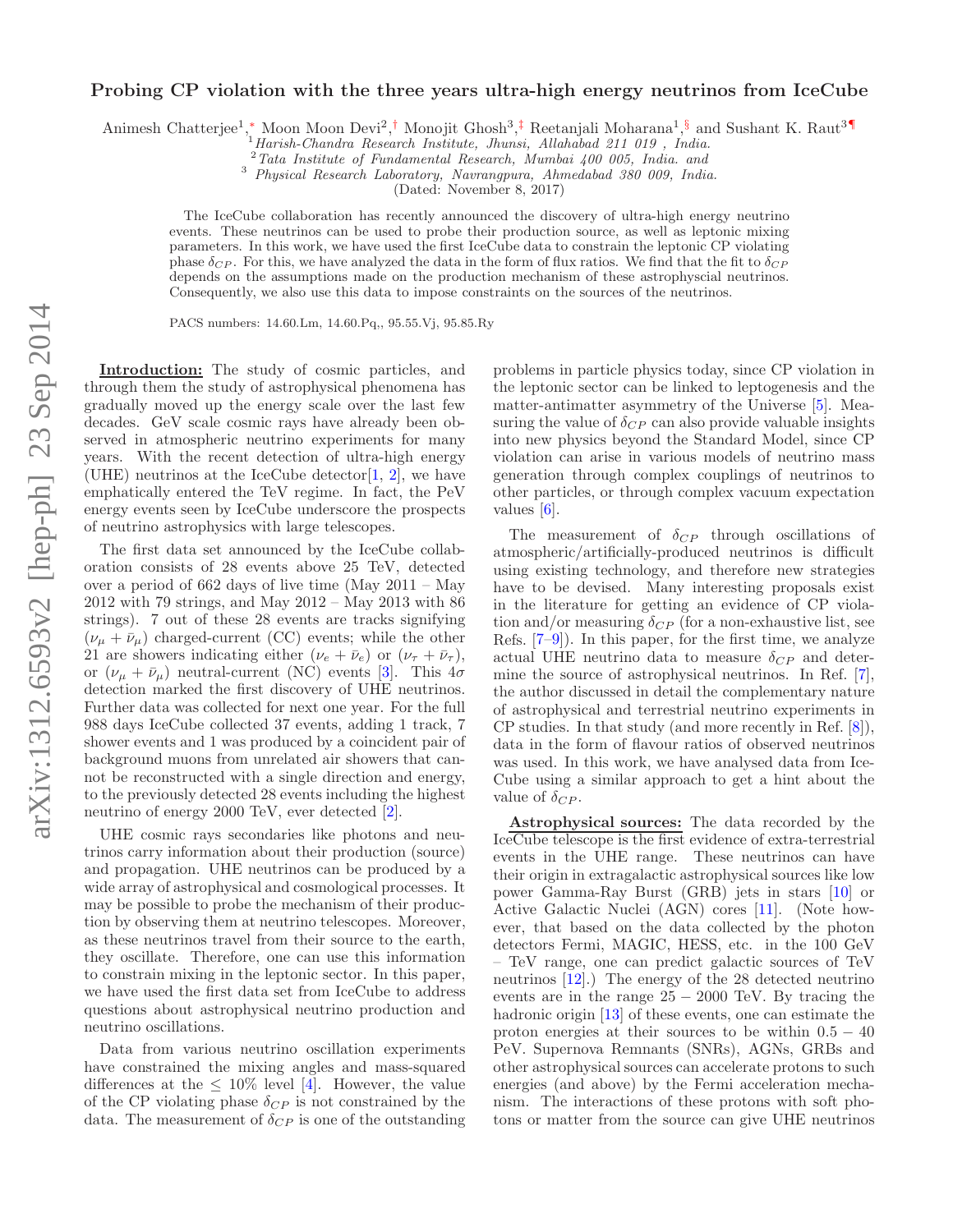# Probing CP violation with the three years ultra-high energy neutrinos from IceCube

Animesh Chatterjee[1,*] Moon Moon Devi[2,†] Monojit Ghosh[3,‡] Reetanjali Moharana[1,§] and Sushant K. Raut[3¶]

[1] *Harish-Chandra Research Institute, Jhunsi, Allahabad 211 019 , India.*
[2] *Tata Institute of Fundamental Research, Mumbai 400 005, India. and*
[3] *Physical Research Laboratory, Navrangpura, Ahmedabad 380 009, India.*

(Dated: November 8, 2017)

The IceCube collaboration has recently announced the discovery of ultra-high energy neutrino events. These neutrinos can be used to probe their production source, as well as leptonic mixing parameters. In this work, we have used the first IceCube data to constrain the leptonic CP violating phase $\delta_{CP}$. For this, we have analyzed the data in the form of flux ratios. We find that the fit to $\delta_{CP}$ depends on the assumptions made on the production mechanism of these astrophyscial neutrinos. Consequently, we also use this data to impose constraints on the sources of the neutrinos.

PACS numbers: 14.60.Lm, 14.60.Pq,, 95.55.Vj, 95.85.Ry

**Introduction:** The study of cosmic particles, and through them the study of astrophysical phenomena has gradually moved up the energy scale over the last few decades. GeV scale cosmic rays have already been observed in atmospheric neutrino experiments for many years. With the recent detection of ultra-high energy (UHE) neutrinos at the IceCube detector[1, 2], we have emphatically entered the TeV regime. In fact, the PeV energy events seen by IceCube underscore the prospects of neutrino astrophysics with large telescopes.

The first data set announced by the IceCube collaboration consists of 28 events above 25 TeV, detected over a period of 662 days of live time (May 2011 – May 2012 with 79 strings, and May 2012 – May 2013 with 86 strings). 7 out of these 28 events are tracks signifying $(\nu_\mu + \bar{\nu}_\mu)$ charged-current (CC) events; while the other 21 are showers indicating either $(\nu_e + \bar{\nu}_e)$ or $(\nu_\tau + \bar{\nu}_\tau)$, or $(\nu_\mu + \bar{\nu}_\mu)$ neutral-current (NC) events [3]. This $4\sigma$ detection marked the first discovery of UHE neutrinos. Further data was collected for next one year. For the full 988 days IceCube collected 37 events, adding 1 track, 7 shower events and 1 was produced by a coincident pair of background muons from unrelated air showers that cannot be reconstructed with a single direction and energy, to the previously detected 28 events including the highest neutrino of energy 2000 TeV, ever detected [2].

UHE cosmic rays secondaries like photons and neutrinos carry information about their production (source) and propagation. UHE neutrinos can be produced by a wide array of astrophysical and cosmological processes. It may be possible to probe the mechanism of their production by observing them at neutrino telescopes. Moreover, as these neutrinos travel from their source to the earth, they oscillate. Therefore, one can use this information to constrain mixing in the leptonic sector. In this paper, we have used the first data set from IceCube to address questions about astrophysical neutrino production and neutrino oscillations.

Data from various neutrino oscillation experiments have constrained the mixing angles and mass-squared differences at the $\leq 10\%$ level [4]. However, the value of the CP violating phase $\delta_{CP}$ is not constrained by the data. The measurement of $\delta_{CP}$ is one of the outstanding problems in particle physics today, since CP violation in the leptonic sector can be linked to leptogenesis and the matter-antimatter asymmetry of the Universe [5]. Measuring the value of $\delta_{CP}$ can also provide valuable insights into new physics beyond the Standard Model, since CP violation can arise in various models of neutrino mass generation through complex couplings of neutrinos to other particles, or through complex vacuum expectation values [6].

The measurement of $\delta_{CP}$ through oscillations of atmospheric/artificially-produced neutrinos is difficult using existing technology, and therefore new strategies have to be devised. Many interesting proposals exist in the literature for getting an evidence of CP violation and/or measuring $\delta_{CP}$ (for a non-exhaustive list, see Refs. [7–9]). In this paper, for the first time, we analyze actual UHE neutrino data to measure $\delta_{CP}$ and determine the source of astrophysical neutrinos. In Ref. [7], the author discussed in detail the complementary nature of astrophysical and terrestrial neutrino experiments in CP studies. In that study (and more recently in Ref. [8]), data in the form of flavour ratios of observed neutrinos was used. In this work, we have analysed data from IceCube using a similar approach to get a hint about the value of $\delta_{CP}$.

**Astrophysical sources:** The data recorded by the IceCube telescope is the first evidence of extra-terrestrial events in the UHE range. These neutrinos can have their origin in extragalactic astrophysical sources like low power Gamma-Ray Burst (GRB) jets in stars [10] or Active Galactic Nuclei (AGN) cores [11]. (Note however, that based on the data collected by the photon detectors Fermi, MAGIC, HESS, etc. in the 100 GeV – TeV range, one can predict galactic sources of TeV neutrinos [12].) The energy of the 28 detected neutrino events are in the range $25 - 2000$ TeV. By tracing the hadronic origin [13] of these events, one can estimate the proton energies at their sources to be within $0.5 - 40$ PeV. Supernova Remnants (SNRs), AGNs, GRBs and other astrophysical sources can accelerate protons to such energies (and above) by the Fermi acceleration mechanism. The interactions of these protons with soft photons or matter from the source can give UHE neutrinos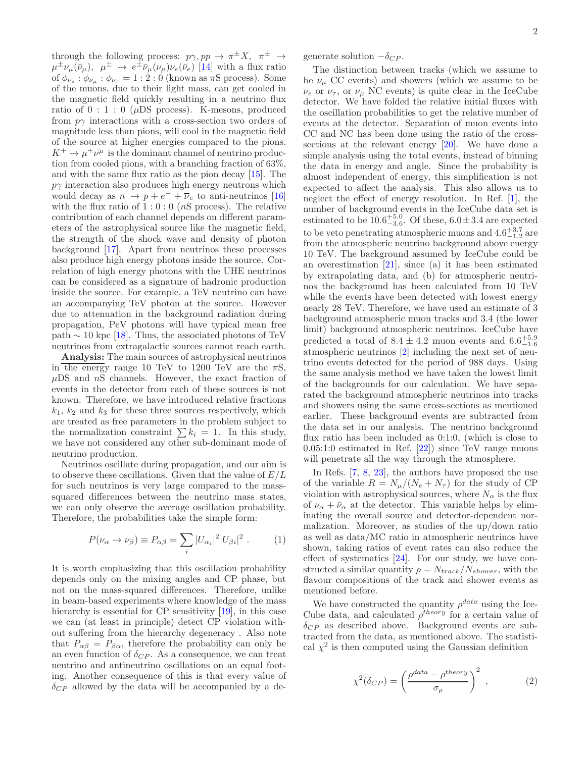through the following process: $p\gamma, pp \rightarrow \pi^{\pm}X$, $\pi^{\pm} \rightarrow \mu^{\pm}\nu_{\mu}(\bar{\nu}_{\mu})$, $\mu^{\pm} \rightarrow e^{\pm}\bar{\nu}_{\mu}(\nu_{\mu})\nu_{e}(\bar{\nu}_{e})$ [14] with a flux ratio of $\phi_{\nu_e} : \phi_{\nu_\mu} : \phi_{\nu_\tau} = 1 : 2 : 0$ (known as $\pi$S process). Some of the muons, due to their light mass, can get cooled in the magnetic field quickly resulting in a neutrino flux ratio of $0 : 1 : 0$ ($\mu$DS process). K-mesons, produced from $p\gamma$ interactions with a cross-section two orders of magnitude less than pions, will cool in the magnetic field of the source at higher energies compared to the pions. $K^{+} \rightarrow \mu^{+}\bar{\nu^{\mu}}$ is the dominant channel of neutrino production from cooled pions, with a branching fraction of 63%, and with the same flux ratio as the pion decay [15]. The $p\gamma$ interaction also produces high energy neutrons which would decay as $n \rightarrow p + e^{-} + \overline{\nu}_{e}$ to anti-neutrinos [16] with the flux ratio of $1 : 0 : 0$ ($n$S process). The relative contribution of each channel depends on different parameters of the astrophysical source like the magnetic field, the strength of the shock wave and density of photon background [17]. Apart from neutrinos these processes also produce high energy photons inside the source. Correlation of high energy photons with the UHE neutrinos can be considered as a signature of hadronic production inside the source. For example, a TeV neutrino can have an accompanying TeV photon at the source. However due to attenuation in the background radiation during propagation, PeV photons will have typical mean free path $\sim 10$ kpc [18]. Thus, the associated photons of TeV neutrinos from extragalactic sources cannot reach earth.

**Analysis:** The main sources of astrophysical neutrinos in the energy range 10 TeV to 1200 TeV are the $\pi$S, $\mu$DS and $n$S channels. However, the exact fraction of events in the detector from each of these sources is not known. Therefore, we have introduced relative fractions $k_1$, $k_2$ and $k_3$ for these three sources respectively, which are treated as free parameters in the problem subject to the normalization constraint $\sum k_i = 1$. In this study, we have not considered any other sub-dominant mode of neutrino production.

Neutrinos oscillate during propagation, and our aim is to observe these oscillations. Given that the value of $E/L$ for such neutrinos is very large compared to the mass-squared differences between the neutrino mass states, we can only observe the average oscillation probability. Therefore, the probabilities take the simple form:

$$P(\nu_{\alpha} \rightarrow \nu_{\beta}) \equiv P_{\alpha\beta} = \sum_{i} |U_{\alpha_i}|^2 |U_{\beta i}|^2 \; . \qquad (1)$$

It is worth emphasizing that this oscillation probability depends only on the mixing angles and CP phase, but not on the mass-squared differences. Therefore, unlike in beam-based experiments where knowledge of the mass hierarchy is essential for CP sensitivity [19], in this case we can (at least in principle) detect CP violation without suffering from the hierarchy degeneracy . Also note that $P_{\alpha\beta} = P_{\beta\alpha}$, therefore the probability can only be an even function of $\delta_{CP}$. As a consequence, we can treat neutrino and antineutrino oscillations on an equal footing. Another consequence of this is that every value of $\delta_{CP}$ allowed by the data will be accompanied by a degenerate solution $-\delta_{CP}$.

The distinction between tracks (which we assume to be $\nu_{\mu}$ CC events) and showers (which we assume to be $\nu_e$ or $\nu_{\tau}$, or $\nu_{\mu}$ NC events) is quite clear in the IceCube detector. We have folded the relative initial fluxes with the oscillation probabilities to get the relative number of events at the detector. Separation of muon events into CC and NC has been done using the ratio of the cross-sections at the relevant energy [20]. We have done a simple analysis using the total events, instead of binning the data in energy and angle. Since the probability is almost independent of energy, this simplification is not expected to affect the analysis. This also allows us to neglect the effect of energy resolution. In Ref. [1], the number of background events in the IceCube data set is estimated to be $10.6^{+5.0}_{-3.6}$. Of these, $6.0 \pm 3.4$ are expected to be veto penetrating atmospheric muons and $4.6^{+3.7}_{-1.2}$ are from the atmospheric neutrino background above energy 10 TeV. The background assumed by IceCube could be an overestimation [21], since (a) it has been estimated by extrapolating data, and (b) for atmospheric neutrinos the background has been calculated from 10 TeV while the events have been detected with lowest energy nearly 28 TeV. Therefore, we have used an estimate of 3 background atmospheric muon tracks and 3.4 (the lower limit) background atmospheric neutrinos. IceCube have predicted a total of $8.4 \pm 4.2$ muon events and $6.6^{+5.9}_{-1.6}$ atmospheric neutrinos [2] including the next set of neutrino events detected for the period of 988 days. Using the same analysis method we have taken the lowest limit of the backgrounds for our calculation. We have separated the background atmospheric neutrinos into tracks and showers using the same cross-sections as mentioned earlier. These background events are subtracted from the data set in our analysis. The neutrino background flux ratio has been included as 0:1:0, (which is close to 0.05:1:0 estimated in Ref. [22]) since TeV range muons will penetrate all the way through the atmosphere.

In Refs. [7, 8, 23], the authors have proposed the use of the variable $R = N_{\mu}/(N_e + N_{\tau})$ for the study of CP violation with astrophysical sources, where $N_{\alpha}$ is the flux of $\nu_{\alpha} + \bar{\nu}_{\alpha}$ at the detector. This variable helps by eliminating the overall source and detector-dependent normalization. Moreover, as studies of the up/down ratio as well as data/MC ratio in atmospheric neutrinos have shown, taking ratios of event rates can also reduce the effect of systematics [24]. For our study, we have constructed a similar quantity $\rho = N_{track}/N_{shower}$, with the flavour compositions of the track and shower events as mentioned before.

We have constructed the quantity $\rho^{data}$ using the IceCube data, and calculated $\rho^{theory}$ for a certain value of $\delta_{CP}$ as described above. Background events are subtracted from the data, as mentioned above. The statistical $\chi^2$ is then computed using the Gaussian definition

$$\chi^2(\delta_{CP}) = \left( \frac{\rho^{data} - \rho^{theory}}{\sigma_{\rho}} \right)^2 \; , \qquad (2)$$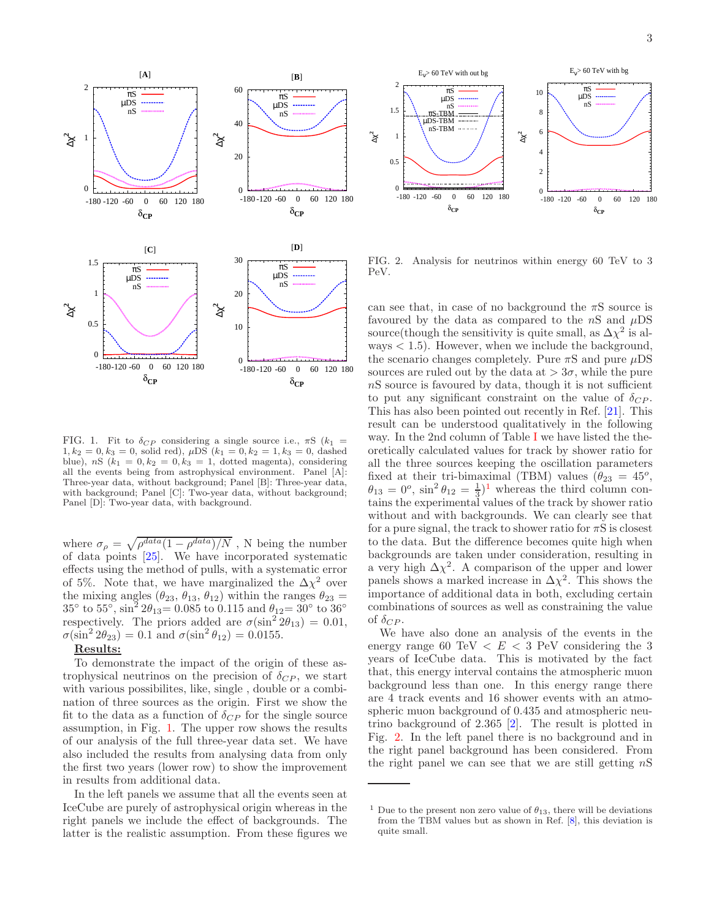FIG. 1. Fit to $\delta_{CP}$ considering a single source i.e., $\pi$S ($k_1 = 1, k_2 = 0, k_3 = 0$, solid red), $\mu$DS ($k_1 = 0, k_2 = 1, k_3 = 0$, dashed blue), $n$S ($k_1 = 0, k_2 = 0, k_3 = 1$, dotted magenta), considering all the events being from astrophysical environment. Panel [A]: Three-year data, without background; Panel [B]: Three-year data, with background; Panel [C]: Two-year data, without background; Panel [D]: Two-year data, with background.

where $\sigma_\rho = \sqrt{\rho^{data}(1-\rho^{data})/N}$ , N being the number of data points [25]. We have incorporated systematic effects using the method of pulls, with a systematic error of 5%. Note that, we have marginalized the $\Delta\chi^2$ over the mixing angles ($\theta_{23}$, $\theta_{13}$, $\theta_{12}$) within the ranges $\theta_{23} = 35^\circ$ to $55^\circ$, $\sin^2 2\theta_{13} = 0.085$ to $0.115$ and $\theta_{12} = 30^\circ$ to $36^\circ$ respectively. The priors added are $\sigma(\sin^2 2\theta_{13}) = 0.01$, $\sigma(\sin^2 2\theta_{23}) = 0.1$ and $\sigma(\sin^2\theta_{12}) = 0.0155$.

**Results:**

To demonstrate the impact of the origin of these astrophysical neutrinos on the precision of $\delta_{CP}$, we start with various possibilites, like, single , double or a combination of three sources as the origin. First we show the fit to the data as a function of $\delta_{CP}$ for the single source assumption, in Fig. 1. The upper row shows the results of our analysis of the full three-year data set. We have also included the results from analysing data from only the first two years (lower row) to show the improvement in results from additional data.

In the left panels we assume that all the events seen at IceCube are purely of astrophysical origin whereas in the right panels we include the effect of backgrounds. The latter is the realistic assumption. From these figures we can see that, in case of no background the $\pi$S source is favoured by the data as compared to the $n$S and $\mu$DS source(though the sensitivity is quite small, as $\Delta\chi^2$ is always $< 1.5$). However, when we include the background, the scenario changes completely. Pure $\pi$S and pure $\mu$DS sources are ruled out by the data at $> 3\sigma$, while the pure $n$S source is favoured by data, though it is not sufficient to put any significant constraint on the value of $\delta_{CP}$. This has also been pointed out recently in Ref. [21]. This result can be understood qualitatively in the following way. In the 2nd column of Table I we have listed the theoretically calculated values for track by shower ratio for all the three sources keeping the oscillation parameters fixed at their tri-bimaximal (TBM) values ($\theta_{23} = 45^o$, $\theta_{13} = 0^o$, $\sin^2\theta_{12} = \frac{1}{3}$)[1] whereas the third column contains the experimental values of the track by shower ratio without and with backgrounds. We can clearly see that for a pure signal, the track to shower ratio for $\pi$S is closest to the data. But the difference becomes quite high when backgrounds are taken under consideration, resulting in a very high $\Delta\chi^2$. A comparison of the upper and lower panels shows a marked increase in $\Delta\chi^2$. This shows the importance of additional data in both, excluding certain combinations of sources as well as constraining the value of $\delta_{CP}$.

FIG. 2. Analysis for neutrinos within energy 60 TeV to 3 PeV.

We have also done an analysis of the events in the energy range 60 TeV $< E <$ 3 PeV considering the 3 years of IceCube data. This is motivated by the fact that, this energy interval contains the atmospheric muon background less than one. In this energy range there are 4 track events and 16 shower events with an atmospheric muon background of 0.435 and atmospheric neutrino background of 2.365 [2]. The result is plotted in Fig. 2. In the left panel there is no background and in the right panel background has been considered. From the right panel we can see that we are still getting $n$S

[1] Due to the present non zero value of $\theta_{13}$, there will be deviations from the TBM values but as shown in Ref. [8], this deviation is quite small.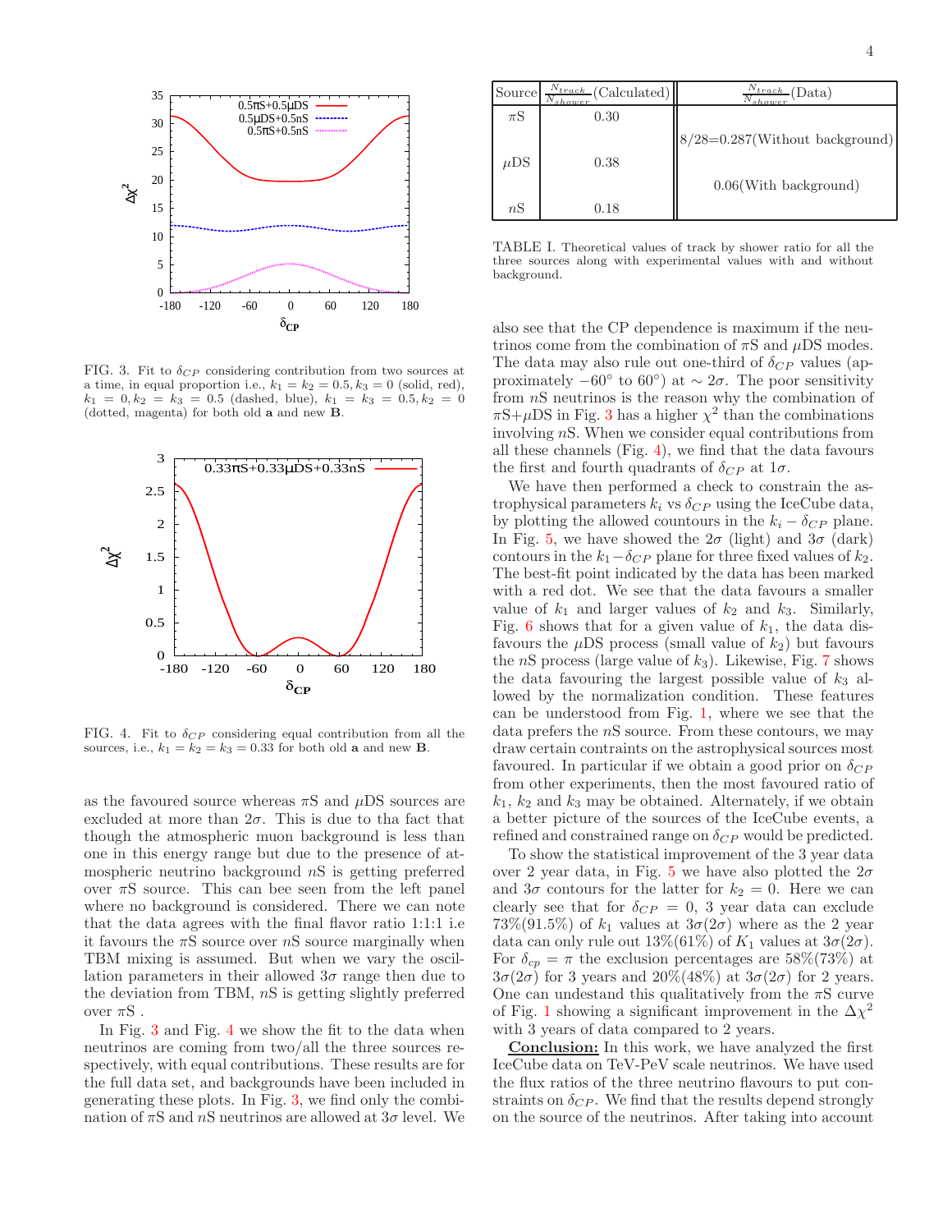FIG. 3. Fit to $\delta_{CP}$ considering contribution from two sources at a time, in equal proportion i.e., $k_1 = k_2 = 0.5, k_3 = 0$ (solid, red), $k_1 = 0, k_2 = k_3 = 0.5$ (dashed, blue), $k_1 = k_3 = 0.5, k_2 = 0$ (dotted, magenta) for both old **a** and new **B**.

FIG. 4. Fit to $\delta_{CP}$ considering equal contribution from all the sources, i.e., $k_1 = k_2 = k_3 = 0.33$ for both old **a** and new **B**.

as the favoured source whereas $\pi$S and $\mu$DS sources are excluded at more than $2\sigma$. This is due to tha fact that though the atmospheric muon background is less than one in this energy range but due to the presence of atmospheric neutrino background $n$S is getting preferred over $\pi$S source. This can bee seen from the left panel where no background is considered. There we can note that the data agrees with the final flavor ratio 1:1:1 i.e it favours the $\pi$S source over $n$S source marginally when TBM mixing is assumed. But when we vary the oscillation parameters in their allowed $3\sigma$ range then due to the deviation from TBM, $n$S is getting slightly preferred over $\pi$S .

In Fig. 3 and Fig. 4 we show the fit to the data when neutrinos are coming from two/all the three sources respectively, with equal contributions. These results are for the full data set, and backgrounds have been included in generating these plots. In Fig. 3, we find only the combination of $\pi$S and $n$S neutrinos are allowed at $3\sigma$ level. We also see that the CP dependence is maximum if the neutrinos come from the combination of $\pi$S and $\mu$DS modes. The data may also rule out one-third of $\delta_{CP}$ values (approximately $-60°$ to $60°$) at $\sim 2\sigma$. The poor sensitivity from $n$S neutrinos is the reason why the combination of $\pi$S+$\mu$DS in Fig. 3 has a higher $\chi^2$ than the combinations involving $n$S. When we consider equal contributions from all these channels (Fig. 4), we find that the data favours the first and fourth quadrants of $\delta_{CP}$ at $1\sigma$.

| Source | $\frac{N_{track}}{N_{shower}}$(Calculated) | $\frac{N_{track}}{N_{shower}}$(Data) |
|---|---|---|
| $\pi$S | 0.30 | 8/28=0.287(Without background) |
| $\mu$DS | 0.38 | 0.06(With background) |
| $n$S | 0.18 | |

TABLE I. Theoretical values of track by shower ratio for all the three sources along with experimental values with and without background.

We have then performed a check to constrain the astrophysical parameters $k_i$ vs $\delta_{CP}$ using the IceCube data, by plotting the allowed countours in the $k_i - \delta_{CP}$ plane. In Fig. 5, we have showed the $2\sigma$ (light) and $3\sigma$ (dark) contours in the $k_1 - \delta_{CP}$ plane for three fixed values of $k_2$. The best-fit point indicated by the data has been marked with a red dot. We see that the data favours a smaller value of $k_1$ and larger values of $k_2$ and $k_3$. Similarly, Fig. 6 shows that for a given value of $k_1$, the data disfavours the $\mu$DS process (small value of $k_2$) but favours the $n$S process (large value of $k_3$). Likewise, Fig. 7 shows the data favouring the largest possible value of $k_3$ allowed by the normalization condition. These features can be understood from Fig. 1, where we see that the data prefers the $n$S source. From these contours, we may draw certain contraints on the astrophysical sources most favoured. In particular if we obtain a good prior on $\delta_{CP}$ from other experiments, then the most favoured ratio of $k_1$, $k_2$ and $k_3$ may be obtained. Alternately, if we obtain a better picture of the sources of the IceCube events, a refined and constrained range on $\delta_{CP}$ would be predicted.

To show the statistical improvement of the 3 year data over 2 year data, in Fig. 5 we have also plotted the $2\sigma$ and $3\sigma$ contours for the latter for $k_2 = 0$. Here we can clearly see that for $\delta_{CP} = 0$, 3 year data can exclude 73%(91.5%) of $k_1$ values at $3\sigma(2\sigma)$ where as the 2 year data can only rule out 13%(61%) of $K_1$ values at $3\sigma(2\sigma)$. For $\delta_{cp} = \pi$ the exclusion percentages are 58%(73%) at $3\sigma(2\sigma)$ for 3 years and 20%(48%) at $3\sigma(2\sigma)$ for 2 years. One can understand this qualitatively from the $\pi$S curve of Fig. 1 showing a significant improvement in the $\Delta\chi^2$ with 3 years of data compared to 2 years.

**Conclusion:** In this work, we have analyzed the first IceCube data on TeV-PeV scale neutrinos. We have used the flux ratios of the three neutrino flavours to put constraints on $\delta_{CP}$. We find that the results depend strongly on the source of the neutrinos. After taking into account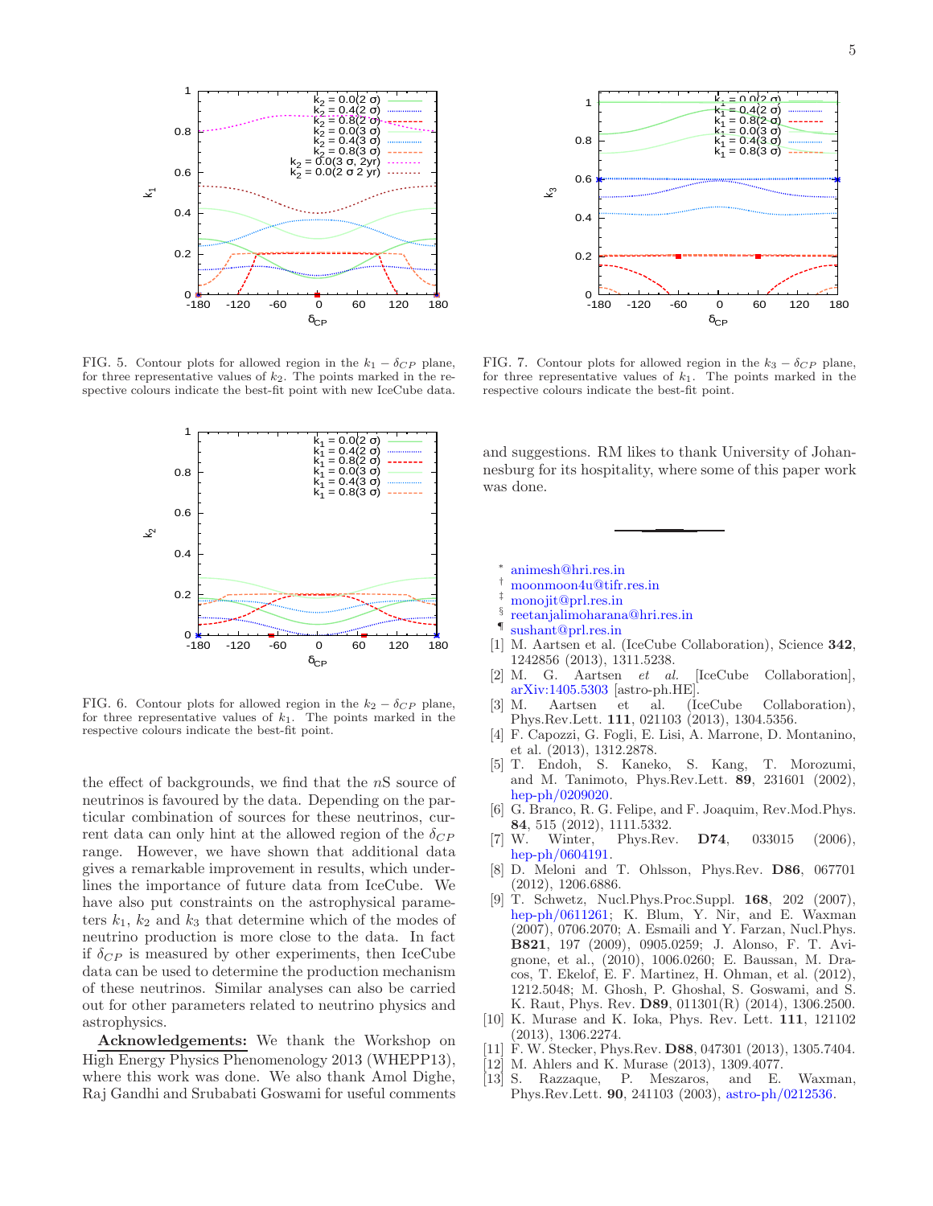FIG. 5. Contour plots for allowed region in the $k_1 - \delta_{CP}$ plane, for three representative values of $k_2$. The points marked in the respective colours indicate the best-fit point with new IceCube data.

FIG. 6. Contour plots for allowed region in the $k_2 - \delta_{CP}$ plane, for three representative values of $k_1$. The points marked in the respective colours indicate the best-fit point.

FIG. 7. Contour plots for allowed region in the $k_3 - \delta_{CP}$ plane, for three representative values of $k_1$. The points marked in the respective colours indicate the best-fit point.

the effect of backgrounds, we find that the $n$S source of neutrinos is favoured by the data. Depending on the particular combination of sources for these neutrinos, current data can only hint at the allowed region of the $\delta_{CP}$ range. However, we have shown that additional data gives a remarkable improvement in results, which underlines the importance of future data from IceCube. We have also put constraints on the astrophysical parameters $k_1$, $k_2$ and $k_3$ that determine which of the modes of neutrino production is more close to the data. In fact if $\delta_{CP}$ is measured by other experiments, then IceCube data can be used to determine the production mechanism of these neutrinos. Similar analyses can also be carried out for other parameters related to neutrino physics and astrophysics.

**Acknowledgements:** We thank the Workshop on High Energy Physics Phenomenology 2013 (WHEPP13), where this work was done. We also thank Amol Dighe, Raj Gandhi and Srubabati Goswami for useful comments and suggestions. RM likes to thank University of Johannesburg for its hospitality, where some of this paper work was done.

---

* animesh@hri.res.in
† moonmoon4u@tifr.res.in
‡ monojit@prl.res.in
§ reetanjalimoharana@hri.res.in
¶ sushant@prl.res.in

[1] M. Aartsen et al. (IceCube Collaboration), Science **342**, 1242856 (2013), 1311.5238.
[2] M. G. Aartsen *et al.* [IceCube Collaboration], arXiv:1405.5303 [astro-ph.HE].
[3] M. Aartsen et al. (IceCube Collaboration), Phys.Rev.Lett. **111**, 021103 (2013), 1304.5356.
[4] F. Capozzi, G. Fogli, E. Lisi, A. Marrone, D. Montanino, et al. (2013), 1312.2878.
[5] T. Endoh, S. Kaneko, S. Kang, T. Morozumi, and M. Tanimoto, Phys.Rev.Lett. **89**, 231601 (2002), hep-ph/0209020.
[6] G. Branco, R. G. Felipe, and F. Joaquim, Rev.Mod.Phys. **84**, 515 (2012), 1111.5332.
[7] W. Winter, Phys.Rev. **D74**, 033015 (2006), hep-ph/0604191.
[8] D. Meloni and T. Ohlsson, Phys.Rev. **D86**, 067701 (2012), 1206.6886.
[9] T. Schwetz, Nucl.Phys.Proc.Suppl. **168**, 202 (2007), hep-ph/0611261; K. Blum, Y. Nir, and E. Waxman (2007), 0706.2070; A. Esmaili and Y. Farzan, Nucl.Phys. **B821**, 197 (2009), 0905.0259; J. Alonso, F. T. Avignone, et al., (2010), 1006.0260; E. Baussan, M. Dracos, T. Ekelof, E. F. Martinez, H. Ohman, et al. (2012), 1212.5048; M. Ghosh, P. Ghoshal, S. Goswami, and S. K. Raut, Phys. Rev. **D89**, 011301(R) (2014), 1306.2500.
[10] K. Murase and K. Ioka, Phys. Rev. Lett. **111**, 121102 (2013), 1306.2274.
[11] F. W. Stecker, Phys.Rev. **D88**, 047301 (2013), 1305.7404.
[12] M. Ahlers and K. Murase (2013), 1309.4077.
[13] S. Razzaque, P. Meszaros, and E. Waxman, Phys.Rev.Lett. **90**, 241103 (2003), astro-ph/0212536.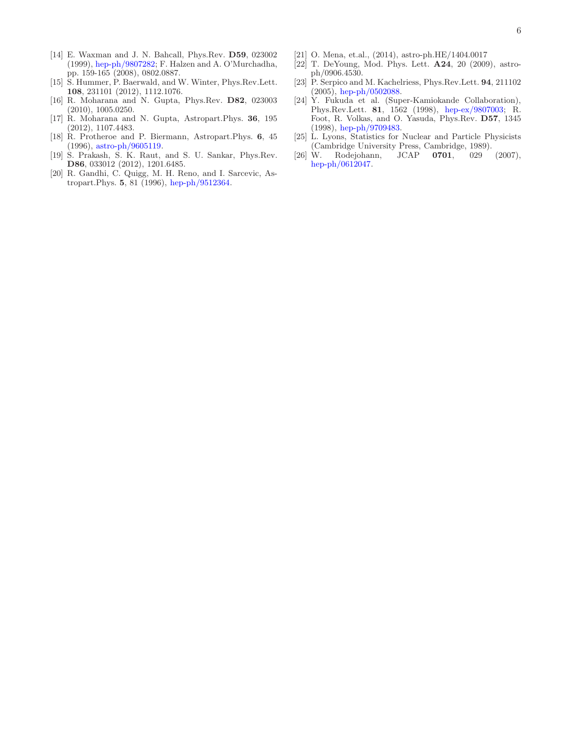[14] E. Waxman and J. N. Bahcall, Phys.Rev. **D59**, 023002 (1999), hep-ph/9807282; F. Halzen and A. O'Murchadha, pp. 159-165 (2008), 0802.0887.

[15] S. Hummer, P. Baerwald, and W. Winter, Phys.Rev.Lett. **108**, 231101 (2012), 1112.1076.

[16] R. Moharana and N. Gupta, Phys.Rev. **D82**, 023003 (2010), 1005.0250.

[17] R. Moharana and N. Gupta, Astropart.Phys. **36**, 195 (2012), 1107.4483.

[18] R. Protheroe and P. Biermann, Astropart.Phys. **6**, 45 (1996), astro-ph/9605119.

[19] S. Prakash, S. K. Raut, and S. U. Sankar, Phys.Rev. **D86**, 033012 (2012), 1201.6485.

[20] R. Gandhi, C. Quigg, M. H. Reno, and I. Sarcevic, Astropart.Phys. **5**, 81 (1996), hep-ph/9512364.

[21] O. Mena, et.al., (2014), astro-ph.HE/1404.0017

[22] T. DeYoung, Mod. Phys. Lett. **A24**, 20 (2009), astro-ph/0906.4530.

[23] P. Serpico and M. Kachelriess, Phys.Rev.Lett. **94**, 211102 (2005), hep-ph/0502088.

[24] Y. Fukuda et al. (Super-Kamiokande Collaboration), Phys.Rev.Lett. **81**, 1562 (1998), hep-ex/9807003; R. Foot, R. Volkas, and O. Yasuda, Phys.Rev. **D57**, 1345 (1998), hep-ph/9709483.

[25] L. Lyons, Statistics for Nuclear and Particle Physicists (Cambridge University Press, Cambridge, 1989).

[26] W. Rodejohann, JCAP **0701**, 029 (2007), hep-ph/0612047.